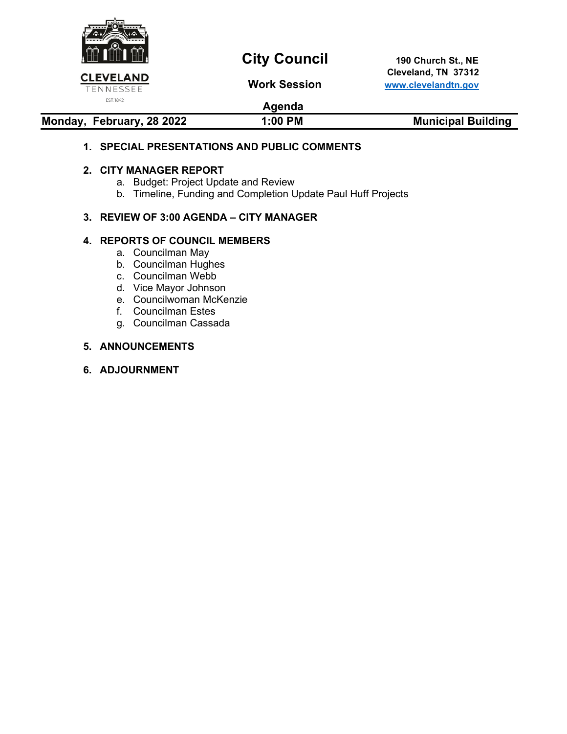CLEVELAND
TENNESSEE
EST. 1842

# City Council

**Work Session**

**Agenda**

**190 Church St., NE**
**Cleveland, TN 37312**
**www.clevelandtn.gov**

| **Monday, February, 28 2022** | **1:00 PM** | **Municipal Building** |
|---|---|---|

1. **SPECIAL PRESENTATIONS AND PUBLIC COMMENTS**

2. **CITY MANAGER REPORT**
   a. Budget: Project Update and Review
   b. Timeline, Funding and Completion Update Paul Huff Projects

3. **REVIEW OF 3:00 AGENDA – CITY MANAGER**

4. **REPORTS OF COUNCIL MEMBERS**
   a. Councilman May
   b. Councilman Hughes
   c. Councilman Webb
   d. Vice Mayor Johnson
   e. Councilwoman McKenzie
   f. Councilman Estes
   g. Councilman Cassada

5. **ANNOUNCEMENTS**

6. **ADJOURNMENT**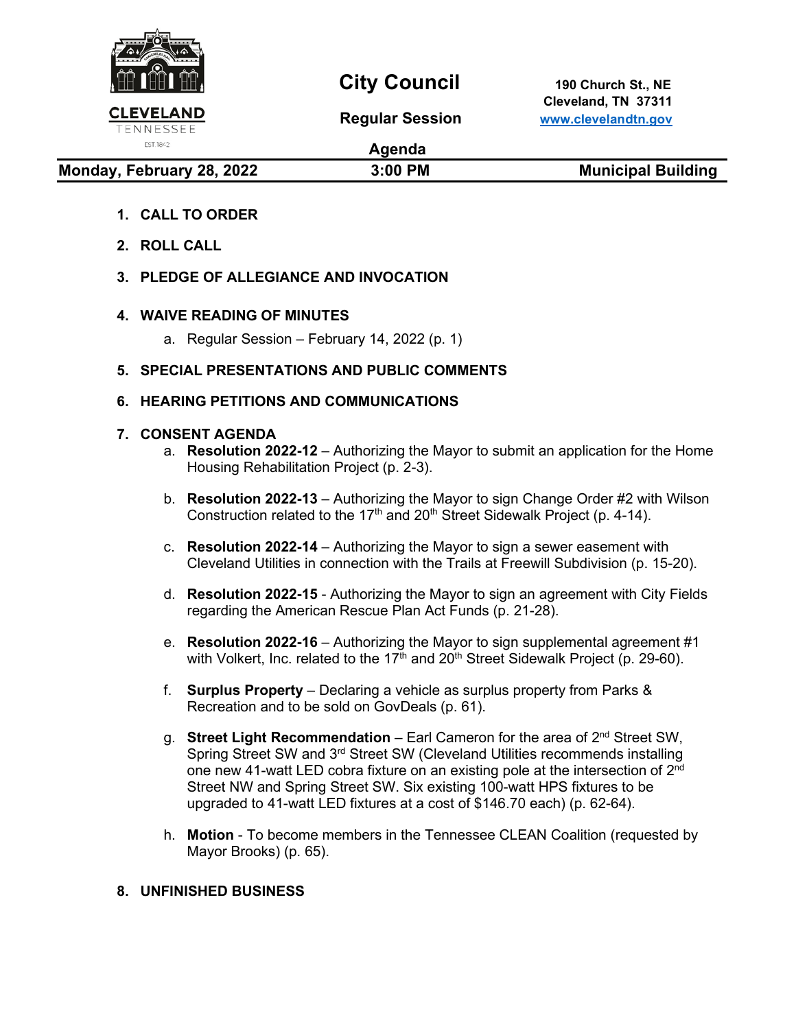**CLEVELAND**
TENNESSEE
EST 1842

# City Council

## Regular Session

## Agenda

190 Church St., NE
Cleveland, TN 37311
www.clevelandtn.gov

**Monday, February 28, 2022** | **3:00 PM** | **Municipal Building**

1. **CALL TO ORDER**

2. **ROLL CALL**

3. **PLEDGE OF ALLEGIANCE AND INVOCATION**

4. **WAIVE READING OF MINUTES**
   a. Regular Session – February 14, 2022 (p. 1)

5. **SPECIAL PRESENTATIONS AND PUBLIC COMMENTS**

6. **HEARING PETITIONS AND COMMUNICATIONS**

7. **CONSENT AGENDA**
   a. **Resolution 2022-12** – Authorizing the Mayor to submit an application for the Home Housing Rehabilitation Project (p. 2-3).

   b. **Resolution 2022-13** – Authorizing the Mayor to sign Change Order #2 with Wilson Construction related to the 17th and 20th Street Sidewalk Project (p. 4-14).

   c. **Resolution 2022-14** – Authorizing the Mayor to sign a sewer easement with Cleveland Utilities in connection with the Trails at Freewill Subdivision (p. 15-20).

   d. **Resolution 2022-15** - Authorizing the Mayor to sign an agreement with City Fields regarding the American Rescue Plan Act Funds (p. 21-28).

   e. **Resolution 2022-16** – Authorizing the Mayor to sign supplemental agreement #1 with Volkert, Inc. related to the 17th and 20th Street Sidewalk Project (p. 29-60).

   f. **Surplus Property** – Declaring a vehicle as surplus property from Parks & Recreation and to be sold on GovDeals (p. 61).

   g. **Street Light Recommendation** – Earl Cameron for the area of 2nd Street SW, Spring Street SW and 3rd Street SW (Cleveland Utilities recommends installing one new 41-watt LED cobra fixture on an existing pole at the intersection of 2nd Street NW and Spring Street SW. Six existing 100-watt HPS fixtures to be upgraded to 41-watt LED fixtures at a cost of $146.70 each) (p. 62-64).

   h. **Motion** - To become members in the Tennessee CLEAN Coalition (requested by Mayor Brooks) (p. 65).

8. **UNFINISHED BUSINESS**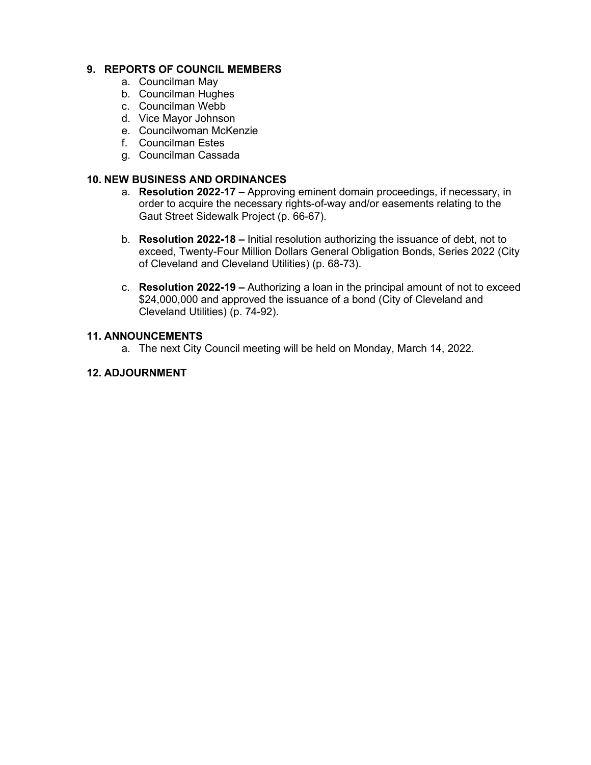## 9. REPORTS OF COUNCIL MEMBERS

a. Councilman May
b. Councilman Hughes
c. Councilman Webb
d. Vice Mayor Johnson
e. Councilwoman McKenzie
f. Councilman Estes
g. Councilman Cassada

## 10. NEW BUSINESS AND ORDINANCES

a. **Resolution 2022-17** – Approving eminent domain proceedings, if necessary, in order to acquire the necessary rights-of-way and/or easements relating to the Gaut Street Sidewalk Project (p. 66-67).

b. **Resolution 2022-18 –** Initial resolution authorizing the issuance of debt, not to exceed, Twenty-Four Million Dollars General Obligation Bonds, Series 2022 (City of Cleveland and Cleveland Utilities) (p. 68-73).

c. **Resolution 2022-19 –** Authorizing a loan in the principal amount of not to exceed $24,000,000 and approved the issuance of a bond (City of Cleveland and Cleveland Utilities) (p. 74-92).

## 11. ANNOUNCEMENTS

a. The next City Council meeting will be held on Monday, March 14, 2022.

## 12. ADJOURNMENT